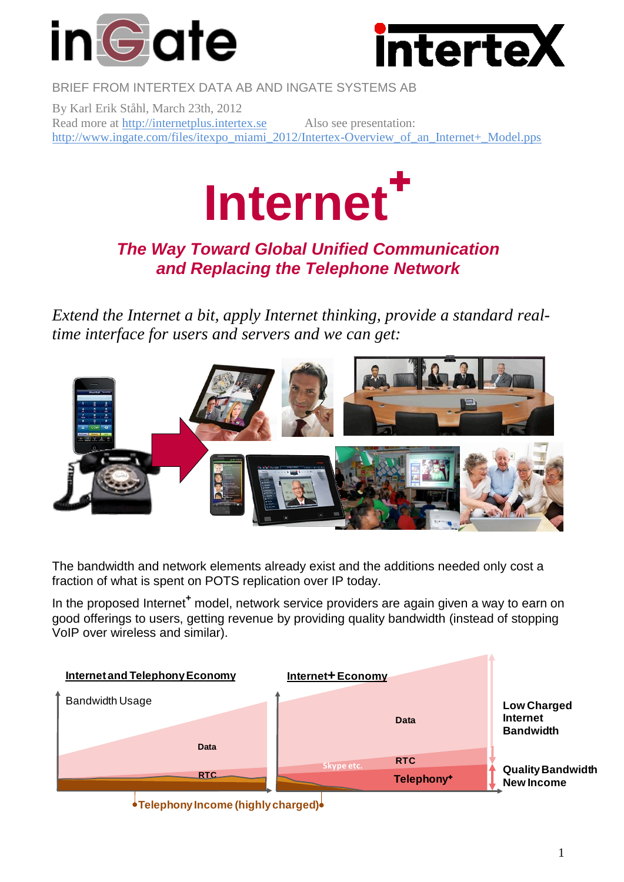BRIEF FROM INTERTEX DATA AB AND INGATE SYSTEMS AB

By Karl Erik Ståhl, March 23th, 2012
Read more at http://internetplus.intertex.se Also see presentation:
http://www.ingate.com/files/itexpo_miami_2012/Intertex-Overview_of_an_Internet+_Model.pps

# Internet+

## *The Way Toward Global Unified Communication and Replacing the Telephone Network*

*Extend the Internet a bit, apply Internet thinking, provide a standard real-time interface for users and servers and we can get:*

The bandwidth and network elements already exist and the additions needed only cost a fraction of what is spent on POTS replication over IP today.

In the proposed Internet+ model, network service providers are again given a way to earn on good offerings to users, getting revenue by providing quality bandwidth (instead of stopping VoIP over wireless and similar).

**Internet and Telephony Economy** | **Internet+ Economy**

Bandwidth Usage

Data — RTC — Skype etc. — Telephony+

**Low Charged Internet Bandwidth**

**Quality Bandwidth New Income**

**Telephony Income (highly charged)**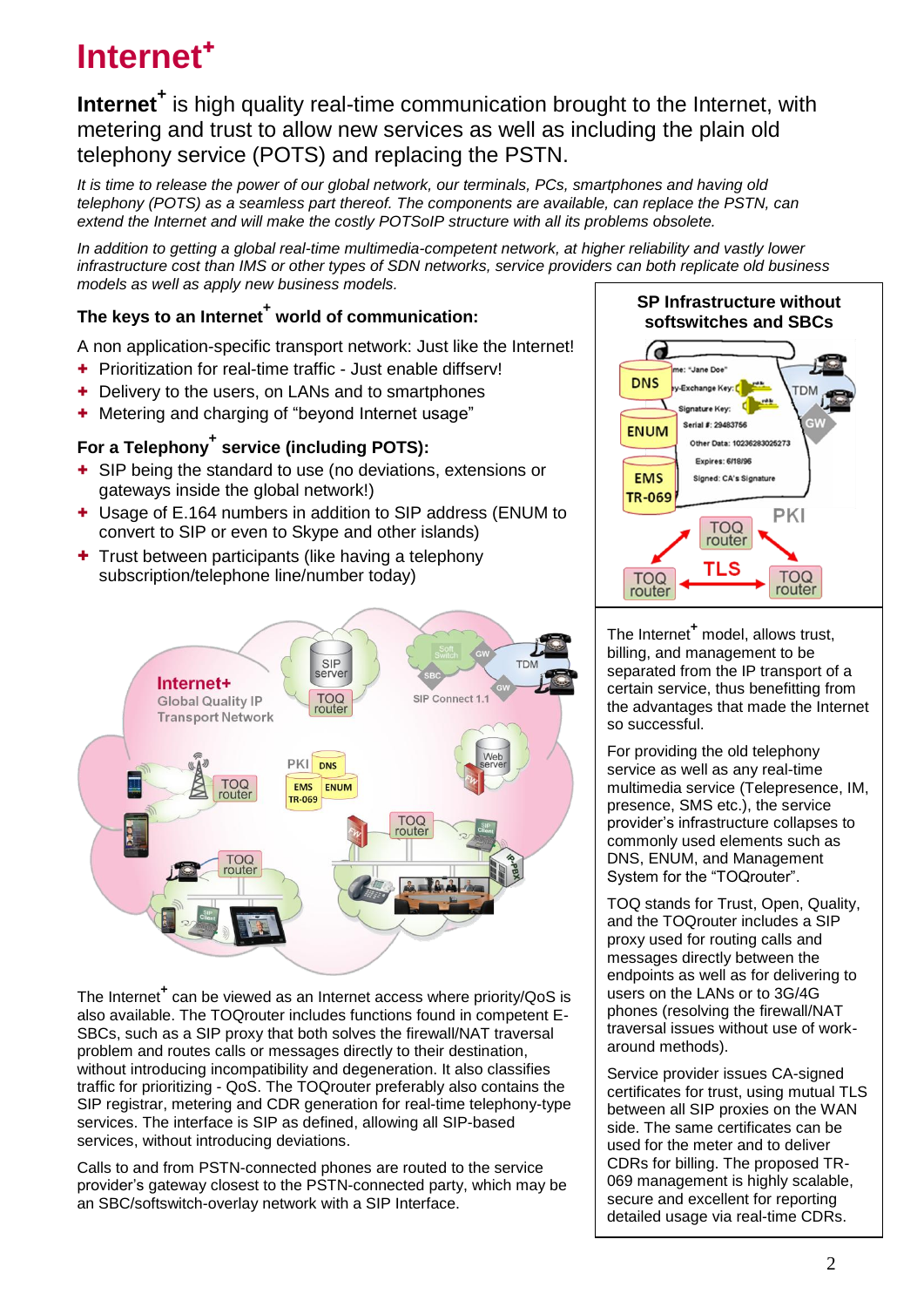# Internet+

**Internet+** is high quality real-time communication brought to the Internet, with metering and trust to allow new services as well as including the plain old telephony service (POTS) and replacing the PSTN.

*It is time to release the power of our global network, our terminals, PCs, smartphones and having old telephony (POTS) as a seamless part thereof. The components are available, can replace the PSTN, can extend the Internet and will make the costly POTSoIP structure with all its problems obsolete.*

*In addition to getting a global real-time multimedia-competent network, at higher reliability and vastly lower infrastructure cost than IMS or other types of SDN networks, service providers can both replicate old business models as well as apply new business models.*

### The keys to an Internet+ world of communication:

A non application-specific transport network: Just like the Internet!

- Prioritization for real-time traffic - Just enable diffserv!
- Delivery to the users, on LANs and to smartphones
- Metering and charging of "beyond Internet usage"

### For a Telephony+ service (including POTS):

- SIP being the standard to use (no deviations, extensions or gateways inside the global network!)
- Usage of E.164 numbers in addition to SIP address (ENUM to convert to SIP or even to Skype and other islands)
- Trust between participants (like having a telephony subscription/telephone line/number today)

The Internet+ can be viewed as an Internet access where priority/QoS is also available. The TOQrouter includes functions found in competent E-SBCs, such as a SIP proxy that both solves the firewall/NAT traversal problem and routes calls or messages directly to their destination, without introducing incompatibility and degeneration. It also classifies traffic for prioritizing - QoS. The TOQrouter preferably also contains the SIP registrar, metering and CDR generation for real-time telephony-type services. The interface is SIP as defined, allowing all SIP-based services, without introducing deviations.

Calls to and from PSTN-connected phones are routed to the service provider's gateway closest to the PSTN-connected party, which may be an SBC/softswitch-overlay network with a SIP Interface.

**SP Infrastructure without softswitches and SBCs**

The Internet+ model, allows trust, billing, and management to be separated from the IP transport of a certain service, thus benefitting from the advantages that made the Internet so successful.

For providing the old telephony service as well as any real-time multimedia service (Telepresence, IM, presence, SMS etc.), the service provider's infrastructure collapses to commonly used elements such as DNS, ENUM, and Management System for the "TOQrouter".

TOQ stands for Trust, Open, Quality, and the TOQrouter includes a SIP proxy used for routing calls and messages directly between the endpoints as well as for delivering to users on the LANs or to 3G/4G phones (resolving the firewall/NAT traversal issues without use of work-around methods).

Service provider issues CA-signed certificates for trust, using mutual TLS between all SIP proxies on the WAN side. The same certificates can be used for the meter and to deliver CDRs for billing. The proposed TR-069 management is highly scalable, secure and excellent for reporting detailed usage via real-time CDRs.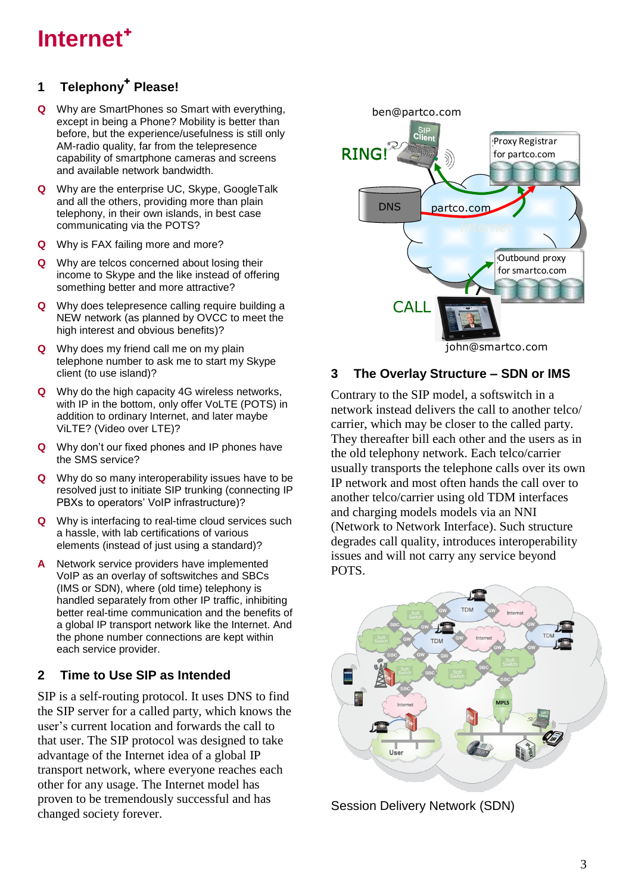# Internet⁺

## 1 Telephony⁺ Please!

**Q** Why are SmartPhones so Smart with everything, except in being a Phone? Mobility is better than before, but the experience/usefulness is still only AM-radio quality, far from the telepresence capability of smartphone cameras and screens and available network bandwidth.

**Q** Why are the enterprise UC, Skype, GoogleTalk and all the others, providing more than plain telephony, in their own islands, in best case communicating via the POTS?

**Q** Why is FAX failing more and more?

**Q** Why are telcos concerned about losing their income to Skype and the like instead of offering something better and more attractive?

**Q** Why does telepresence calling require building a NEW network (as planned by OVCC to meet the high interest and obvious benefits)?

**Q** Why does my friend call me on my plain telephone number to ask me to start my Skype client (to use island)?

**Q** Why do the high capacity 4G wireless networks, with IP in the bottom, only offer VoLTE (POTS) in addition to ordinary Internet, and later maybe ViLTE? (Video over LTE)?

**Q** Why don't our fixed phones and IP phones have the SMS service?

**Q** Why do so many interoperability issues have to be resolved just to initiate SIP trunking (connecting IP PBXs to operators' VoIP infrastructure)?

**Q** Why is interfacing to real-time cloud services such a hassle, with lab certifications of various elements (instead of just using a standard)?

**A** Network service providers have implemented VoIP as an overlay of softswitches and SBCs (IMS or SDN), where (old time) telephony is handled separately from other IP traffic, inhibiting better real-time communication and the benefits of a global IP transport network like the Internet. And the phone number connections are kept within each service provider.

## 2 Time to Use SIP as Intended

SIP is a self-routing protocol. It uses DNS to find the SIP server for a called party, which knows the user's current location and forwards the call to that user. The SIP protocol was designed to take advantage of the Internet idea of a global IP transport network, where everyone reaches each other for any usage. The Internet model has proven to be tremendously successful and has changed society forever.

## 3 The Overlay Structure – SDN or IMS

Contrary to the SIP model, a softswitch in a network instead delivers the call to another telco/ carrier, which may be closer to the called party. They thereafter bill each other and the users as in the old telephony network. Each telco/carrier usually transports the telephone calls over its own IP network and most often hands the call over to another telco/carrier using old TDM interfaces and charging models models via an NNI (Network to Network Interface). Such structure degrades call quality, introduces interoperability issues and will not carry any service beyond POTS.

Session Delivery Network (SDN)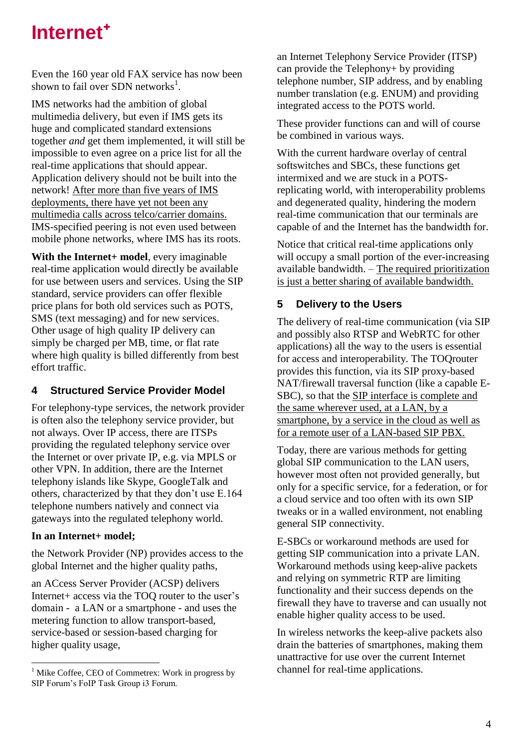Even the 160 year old FAX service has now been shown to fail over SDN networks[1].

IMS networks had the ambition of global multimedia delivery, but even if IMS gets its huge and complicated standard extensions together *and* get them implemented, it will still be impossible to even agree on a price list for all the real-time applications that should appear. Application delivery should not be built into the network! <u>After more than five years of IMS deployments, there have yet not been any multimedia calls across telco/carrier domains.</u> IMS-specified peering is not even used between mobile phone networks, where IMS has its roots.

**With the Internet+ model**, every imaginable real-time application would directly be available for use between users and services. Using the SIP standard, service providers can offer flexible price plans for both old services such as POTS, SMS (text messaging) and for new services. Other usage of high quality IP delivery can simply be charged per MB, time, or flat rate where high quality is billed differently from best effort traffic.

## 4 Structured Service Provider Model

For telephony-type services, the network provider is often also the telephony service provider, but not always. Over IP access, there are ITSPs providing the regulated telephony service over the Internet or over private IP, e.g. via MPLS or other VPN. In addition, there are the Internet telephony islands like Skype, GoogleTalk and others, characterized by that they don't use E.164 telephone numbers natively and connect via gateways into the regulated telephony world.

**In an Internet+ model;**

the Network Provider (NP) provides access to the global Internet and the higher quality paths,

an ACcess Server Provider (ACSP) delivers Internet+ access via the TOQ router to the user's domain - a LAN or a smartphone - and uses the metering function to allow transport-based, service-based or session-based charging for higher quality usage,

an Internet Telephony Service Provider (ITSP) can provide the Telephony+ by providing telephone number, SIP address, and by enabling number translation (e.g. ENUM) and providing integrated access to the POTS world.

These provider functions can and will of course be combined in various ways.

With the current hardware overlay of central softswitches and SBCs, these functions get intermixed and we are stuck in a POTS-replicating world, with interoperability problems and degenerated quality, hindering the modern real-time communication that our terminals are capable of and the Internet has the bandwidth for.

Notice that critical real-time applications only will occupy a small portion of the ever-increasing available bandwidth. – <u>The required prioritization is just a better sharing of available bandwidth.</u>

## 5 Delivery to the Users

The delivery of real-time communication (via SIP and possibly also RTSP and WebRTC for other applications) all the way to the users is essential for access and interoperability. The TOQrouter provides this function, via its SIP proxy-based NAT/firewall traversal function (like a capable E-SBC), so that the <u>SIP interface is complete and the same wherever used, at a LAN, by a smartphone, by a service in the cloud as well as for a remote user of a LAN-based SIP PBX.</u>

Today, there are various methods for getting global SIP communication to the LAN users, however most often not provided generally, but only for a specific service, for a federation, or for a cloud service and too often with its own SIP tweaks or in a walled environment, not enabling general SIP connectivity.

E-SBCs or workaround methods are used for getting SIP communication into a private LAN. Workaround methods using keep-alive packets and relying on symmetric RTP are limiting functionality and their success depends on the firewall they have to traverse and can usually not enable higher quality access to be used.

In wireless networks the keep-alive packets also drain the batteries of smartphones, making them unattractive for use over the current Internet channel for real-time applications.

[1] Mike Coffee, CEO of Commetrex: Work in progress by SIP Forum's FoIP Task Group i3 Forum.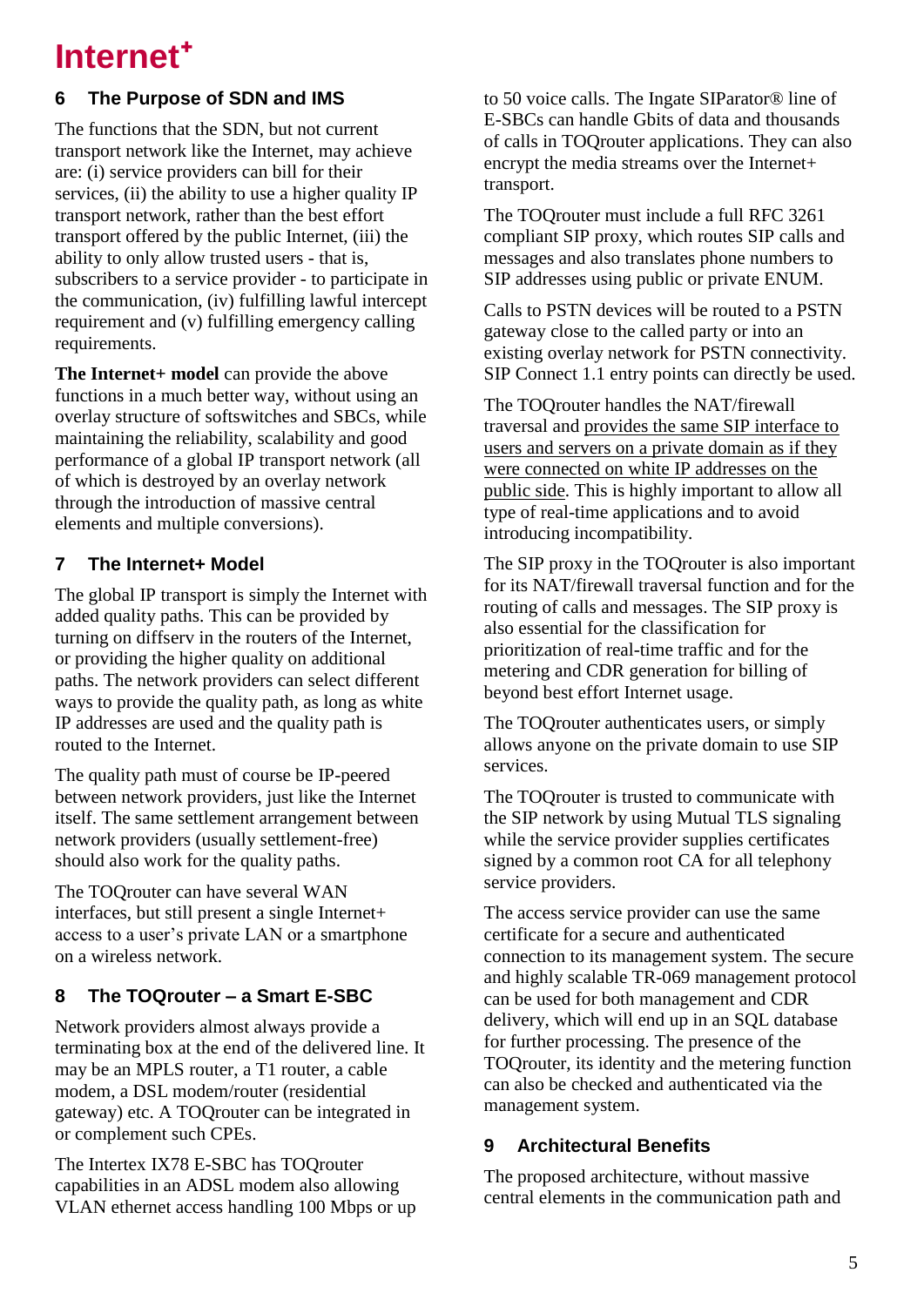## 6 The Purpose of SDN and IMS

The functions that the SDN, but not current transport network like the Internet, may achieve are: (i) service providers can bill for their services, (ii) the ability to use a higher quality IP transport network, rather than the best effort transport offered by the public Internet, (iii) the ability to only allow trusted users - that is, subscribers to a service provider - to participate in the communication, (iv) fulfilling lawful intercept requirement and (v) fulfilling emergency calling requirements.

**The Internet+ model** can provide the above functions in a much better way, without using an overlay structure of softswitches and SBCs, while maintaining the reliability, scalability and good performance of a global IP transport network (all of which is destroyed by an overlay network through the introduction of massive central elements and multiple conversions).

## 7 The Internet+ Model

The global IP transport is simply the Internet with added quality paths. This can be provided by turning on diffserv in the routers of the Internet, or providing the higher quality on additional paths. The network providers can select different ways to provide the quality path, as long as white IP addresses are used and the quality path is routed to the Internet.

The quality path must of course be IP-peered between network providers, just like the Internet itself. The same settlement arrangement between network providers (usually settlement-free) should also work for the quality paths.

The TOQrouter can have several WAN interfaces, but still present a single Internet+ access to a user's private LAN or a smartphone on a wireless network.

## 8 The TOQrouter – a Smart E-SBC

Network providers almost always provide a terminating box at the end of the delivered line. It may be an MPLS router, a T1 router, a cable modem, a DSL modem/router (residential gateway) etc. A TOQrouter can be integrated in or complement such CPEs.

The Intertex IX78 E-SBC has TOQrouter capabilities in an ADSL modem also allowing VLAN ethernet access handling 100 Mbps or up to 50 voice calls. The Ingate SIParator® line of E-SBCs can handle Gbits of data and thousands of calls in TOQrouter applications. They can also encrypt the media streams over the Internet+ transport.

The TOQrouter must include a full RFC 3261 compliant SIP proxy, which routes SIP calls and messages and also translates phone numbers to SIP addresses using public or private ENUM.

Calls to PSTN devices will be routed to a PSTN gateway close to the called party or into an existing overlay network for PSTN connectivity. SIP Connect 1.1 entry points can directly be used.

The TOQrouter handles the NAT/firewall traversal and <u>provides the same SIP interface to users and servers on a private domain as if they were connected on white IP addresses on the public side</u>. This is highly important to allow all type of real-time applications and to avoid introducing incompatibility.

The SIP proxy in the TOQrouter is also important for its NAT/firewall traversal function and for the routing of calls and messages. The SIP proxy is also essential for the classification for prioritization of real-time traffic and for the metering and CDR generation for billing of beyond best effort Internet usage.

The TOQrouter authenticates users, or simply allows anyone on the private domain to use SIP services.

The TOQrouter is trusted to communicate with the SIP network by using Mutual TLS signaling while the service provider supplies certificates signed by a common root CA for all telephony service providers.

The access service provider can use the same certificate for a secure and authenticated connection to its management system. The secure and highly scalable TR-069 management protocol can be used for both management and CDR delivery, which will end up in an SQL database for further processing. The presence of the TOQrouter, its identity and the metering function can also be checked and authenticated via the management system.

## 9 Architectural Benefits

The proposed architecture, without massive central elements in the communication path and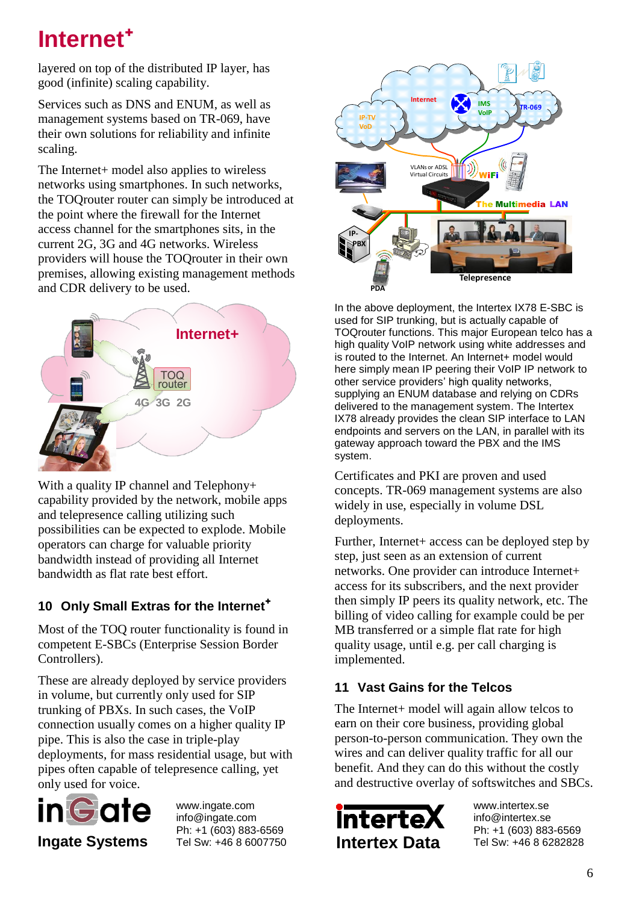# Internet+

layered on top of the distributed IP layer, has good (infinite) scaling capability.

Services such as DNS and ENUM, as well as management systems based on TR-069, have their own solutions for reliability and infinite scaling.

The Internet+ model also applies to wireless networks using smartphones. In such networks, the TOQrouter router can simply be introduced at the point where the firewall for the Internet access channel for the smartphones sits, in the current 2G, 3G and 4G networks. Wireless providers will house the TOQrouter in their own premises, allowing existing management methods and CDR delivery to be used.

Internet+

TOQ router

4G 3G 2G

With a quality IP channel and Telephony+ capability provided by the network, mobile apps and telepresence calling utilizing such possibilities can be expected to explode. Mobile operators can charge for valuable priority bandwidth instead of providing all Internet bandwidth as flat rate best effort.

## 10 Only Small Extras for the Internet+

Most of the TOQ router functionality is found in competent E-SBCs (Enterprise Session Border Controllers).

These are already deployed by service providers in volume, but currently only used for SIP trunking of PBXs. In such cases, the VoIP connection usually comes on a higher quality IP pipe. This is also the case in triple-play deployments, for mass residential usage, but with pipes often capable of telepresence calling, yet only used for voice.

Internet

IMS VoIP

TR-069

IP-TV VoD

VLANs or ADSL Virtual Circuits

WiFi

The Multimedia LAN

IP-PBX

PDA

Telepresence

In the above deployment, the Intertex IX78 E-SBC is used for SIP trunking, but is actually capable of TOQrouter functions. This major European telco has a high quality VoIP network using white addresses and is routed to the Internet. An Internet+ model would here simply mean IP peering their VoIP IP network to other service providers' high quality networks, supplying an ENUM database and relying on CDRs delivered to the management system. The Intertex IX78 already provides the clean SIP interface to LAN endpoints and servers on the LAN, in parallel with its gateway approach toward the PBX and the IMS system.

Certificates and PKI are proven and used concepts. TR-069 management systems are also widely in use, especially in volume DSL deployments.

Further, Internet+ access can be deployed step by step, just seen as an extension of current networks. One provider can introduce Internet+ access for its subscribers, and the next provider then simply IP peers its quality network, etc. The billing of video calling for example could be per MB transferred or a simple flat rate for high quality usage, until e.g. per call charging is implemented.

## 11 Vast Gains for the Telcos

The Internet+ model will again allow telcos to earn on their core business, providing global person-to-person communication. They own the wires and can deliver quality traffic for all our benefit. And they can do this without the costly and destructive overlay of softswitches and SBCs.

**Ingate Systems**

www.ingate.com
info@ingate.com
Ph: +1 (603) 883-6569
Tel Sw: +46 8 6007750

**Intertex Data**

www.intertex.se
info@intertex.se
Ph: +1 (603) 883-6569
Tel Sw: +46 8 6282828